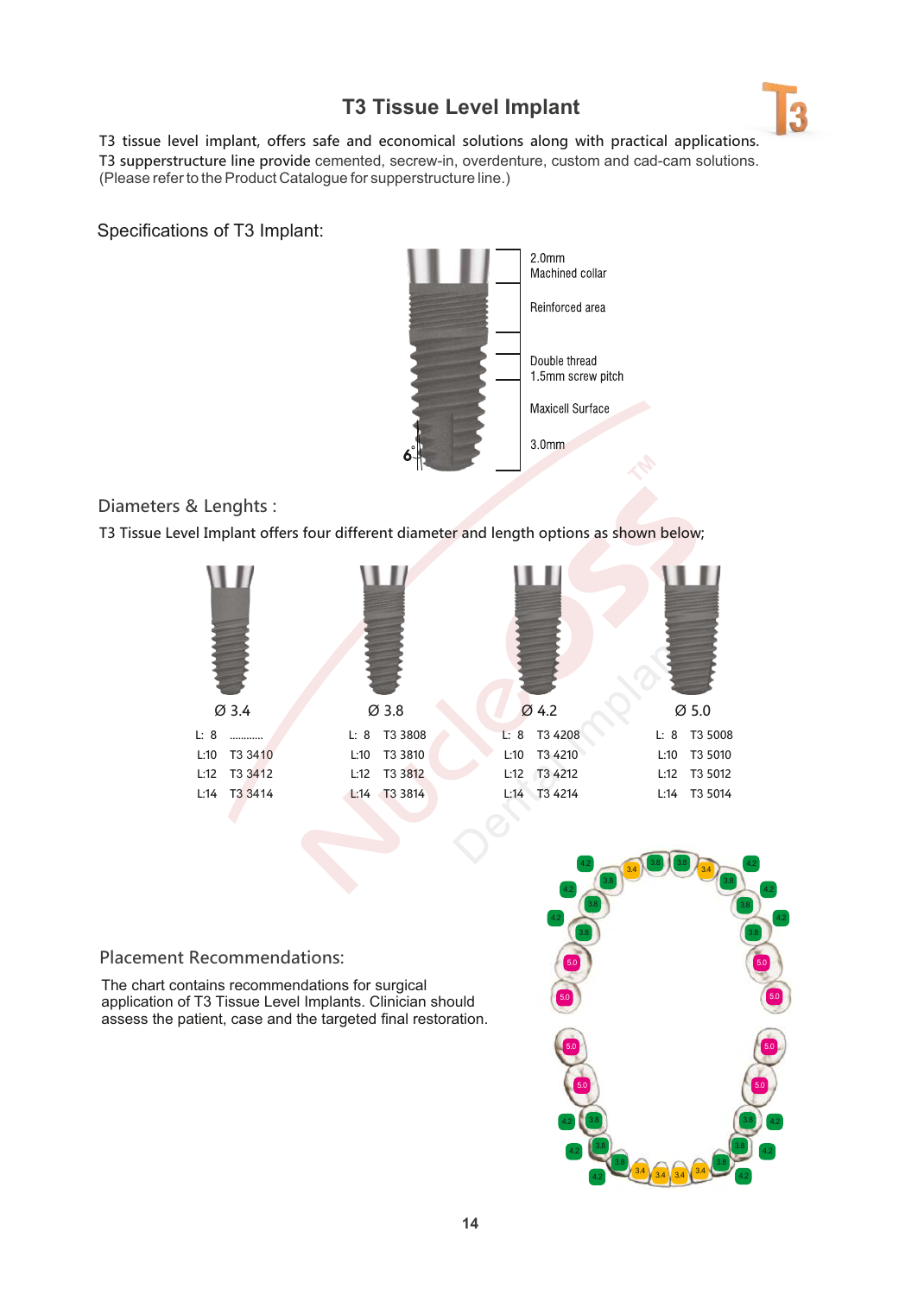# T3 Tissue Level Implant

T3 tissue level implant, offers safe and economical solutions along with practical applications. T3 supperstructure line provide cemented, secrew-in, overdenture, custom and cad-cam solutions. (Please refer to the Product Catalogue for supperstructure line.)

## Specifications of T3 Implant:

- 2.0mm Machined collar
- Reinforced area
- Double thread 1.5mm screw pitch
- Maxicell Surface
- 3.0mm
- 6°

## Diameters & Lenghts :

T3 Tissue Level Implant offers four different diameter and length options as shown below;

| Ø 3.4 | | Ø 3.8 | | Ø 4.2 | | Ø 5.0 | |
|---|---|---|---|---|---|---|---|
| L: 8 | ........... | L: 8 | T3 3808 | L: 8 | T3 4208 | L: 8 | T3 5008 |
| L:10 | T3 3410 | L:10 | T3 3810 | L:10 | T3 4210 | L:10 | T3 5010 |
| L:12 | T3 3412 | L:12 | T3 3812 | L:12 | T3 4212 | L:12 | T3 5012 |
| L:14 | T3 3414 | L:14 | T3 3814 | L:14 | T3 4214 | L:14 | T3 5014 |

## Placement Recommendations:

The chart contains recommendations for surgical application of T3 Tissue Level Implants. Clinician should assess the patient, case and the targeted final restoration.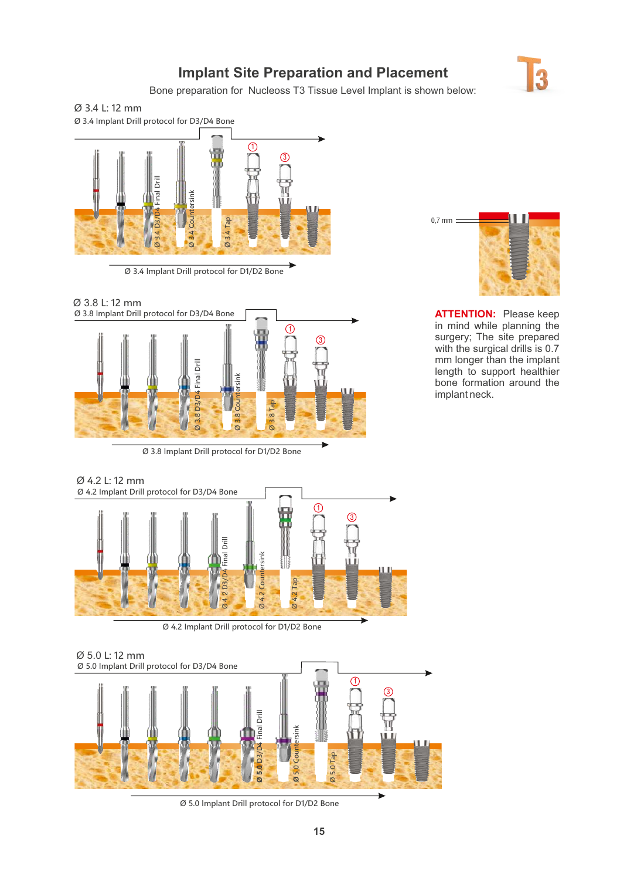# Implant Site Preparation and Placement

Bone preparation for Nucleoss T3 Tissue Level Implant is shown below:

Ø 3.4 L: 12 mm

Ø 3.4 Implant Drill protocol for D3/D4 Bone

Ø 3.4 D3/D4 Final Drill

Ø 3.4 Countersink

Ø 3.4 Tap

Ø 3.4 Implant Drill protocol for D1/D2 Bone

0,7 mm

**ATTENTION:** Please keep in mind while planning the surgery; The site prepared with the surgical drills is 0.7 mm longer than the implant length to support healthier bone formation around the implant neck.

Ø 3.8 L: 12 mm

Ø 3.8 Implant Drill protocol for D3/D4 Bone

Ø 3.8 D3/D4 Final Drill

Ø 3.8 Countersink

Ø 3.8 Tap

Ø 3.8 Implant Drill protocol for D1/D2 Bone

Ø 4.2 L: 12 mm

Ø 4.2 Implant Drill protocol for D3/D4 Bone

Ø 4.2 D3/D4 Final Drill

Ø 4.2 Countersink

Ø 4.2 Tap

Ø 4.2 Implant Drill protocol for D1/D2 Bone

Ø 5.0 L: 12 mm

Ø 5.0 Implant Drill protocol for D3/D4 Bone

Ø 5.0 D3/D4 Final Drill

Ø 5.0 Countersink

Ø 5.0 Tap

Ø 5.0 Implant Drill protocol for D1/D2 Bone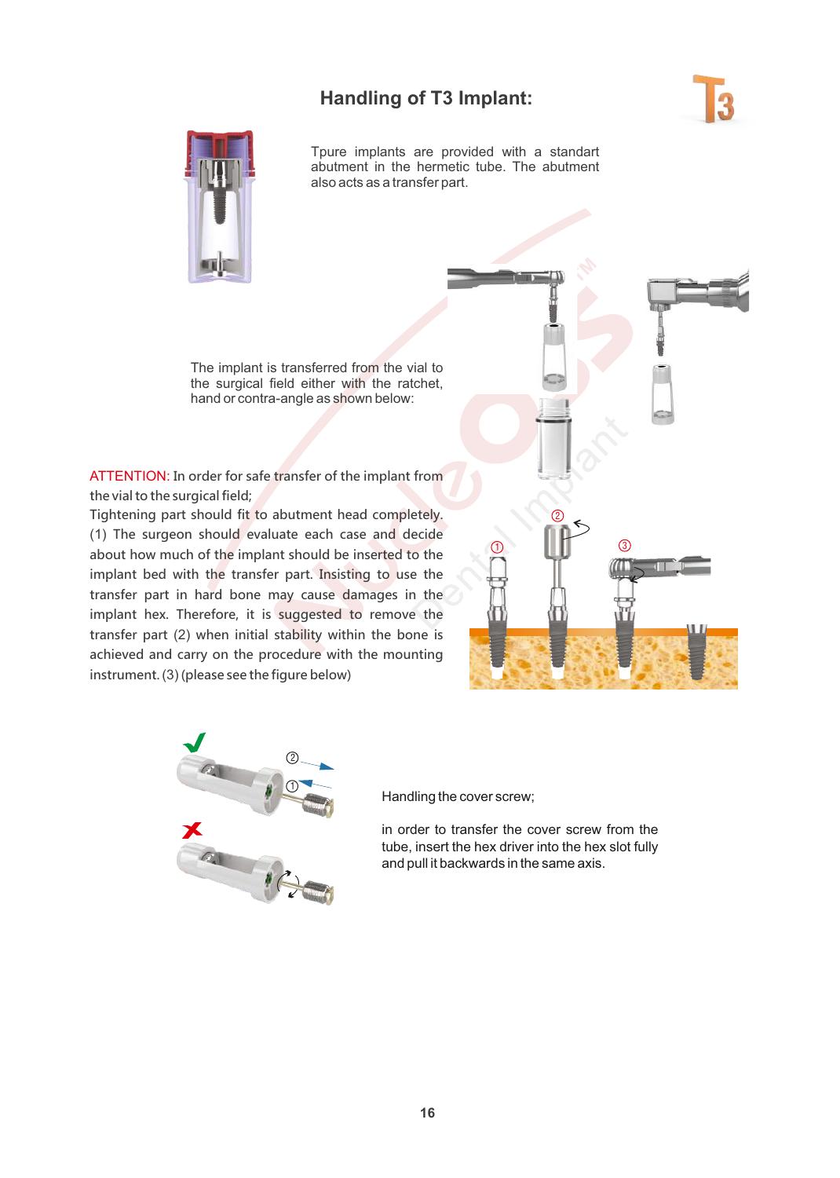## Handling of T3 Implant:

Tpure implants are provided with a standart abutment in the hermetic tube. The abutment also acts as a transfer part.

The implant is transferred from the vial to the surgical field either with the ratchet, hand or contra-angle as shown below:

ATTENTION: In order for safe transfer of the implant from the vial to the surgical field;
Tightening part should fit to abutment head completely.
(1) The surgeon should evaluate each case and decide about how much of the implant should be inserted to the implant bed with the transfer part. Insisting to use the transfer part in hard bone may cause damages in the implant hex. Therefore, it is suggested to remove the transfer part (2) when initial stability within the bone is achieved and carry on the procedure with the mounting instrument. (3) (please see the figure below)

Handling the cover screw;

in order to transfer the cover screw from the tube, insert the hex driver into the hex slot fully and pull it backwards in the same axis.